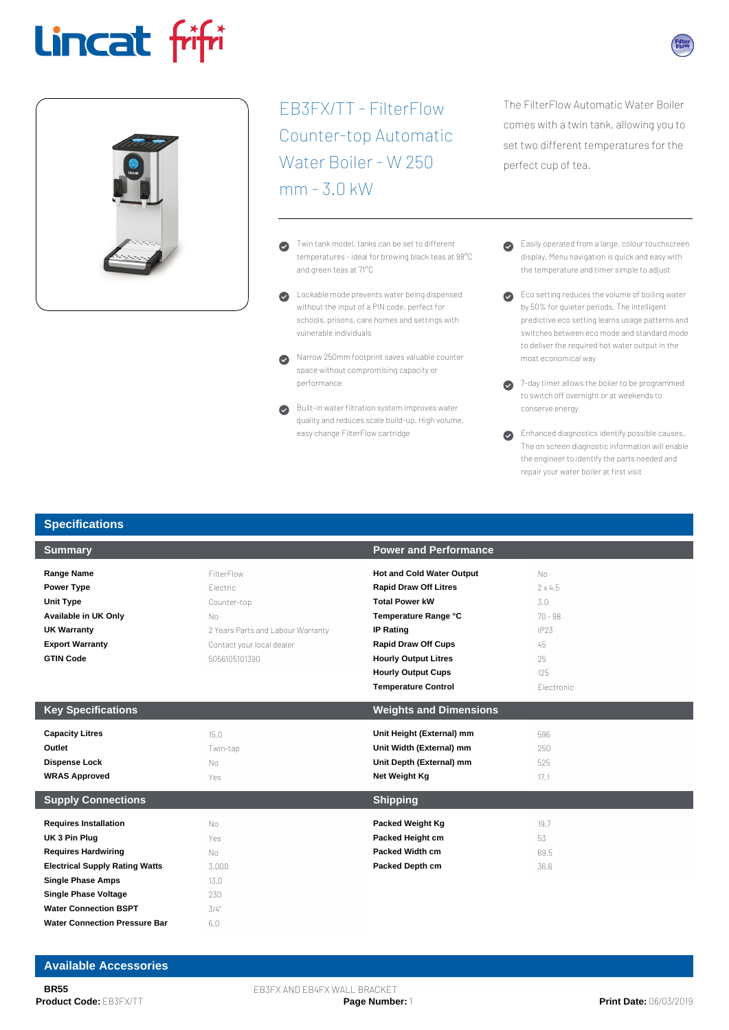# EB3FX/TT - FilterFlow Counter-top Automatic Water Boiler - W 250 mm - 3.0 kW

The FilterFlow Automatic Water Boiler comes with a twin tank, allowing you to set two different temperatures for the perfect cup of tea.

- Twin tank model, tanks can be set to different temperatures - ideal for brewing black teas at 98°C and green teas at 71°C
- Lockable mode prevents water being dispensed without the input of a PIN code, perfect for schools, prisons, care homes and settings with vulnerable individuals
- Narrow 250mm footprint saves valuable counter space without compromising capacity or performance
- Built-in water filtration system improves water quality and reduces scale build-up. High volume, easy change FilterFlow cartridge
- Easily operated from a large, colour touchscreen display. Menu navigation is quick and easy with the temperature and timer simple to adjust
- Eco setting reduces the volume of boiling water by 50% for quieter periods. The intelligent predictive eco setting learns usage patterns and switches between eco mode and standard mode to deliver the required hot water output in the most economical way
- 7-day timer allows the boiler to be programmed to switch off overnight or at weekends to conserve energy
- Enhanced diagnostics identify possible causes. The on screen diagnostic information will enable the engineer to identify the parts needed and repair your water boiler at first visit

## Specifications

### Summary

| | |
|---|---|
| **Range Name** | FilterFlow |
| **Power Type** | Electric |
| **Unit Type** | Counter-top |
| **Available in UK Only** | No |
| **UK Warranty** | 2 Years Parts and Labour Warranty |
| **Export Warranty** | Contact your local dealer |
| **GTIN Code** | 5056105101390 |

### Power and Performance

| | |
|---|---|
| **Hot and Cold Water Output** | No |
| **Rapid Draw Off Litres** | 2 x 4.5 |
| **Total Power kW** | 3.0 |
| **Temperature Range °C** | 70 - 98 |
| **IP Rating** | IP23 |
| **Rapid Draw Off Cups** | 45 |
| **Hourly Output Litres** | 25 |
| **Hourly Output Cups** | 125 |
| **Temperature Control** | Electronic |

### Key Specifications

| | |
|---|---|
| **Capacity Litres** | 15.0 |
| **Outlet** | Twin-tap |
| **Dispense Lock** | No |
| **WRAS Approved** | Yes |

### Weights and Dimensions

| | |
|---|---|
| **Unit Height (External) mm** | 596 |
| **Unit Width (External) mm** | 250 |
| **Unit Depth (External) mm** | 525 |
| **Net Weight Kg** | 17.1 |

### Supply Connections

| | |
|---|---|
| **Requires Installation** | No |
| **UK 3 Pin Plug** | Yes |
| **Requires Hardwiring** | No |
| **Electrical Supply Rating Watts** | 3,000 |
| **Single Phase Amps** | 13.0 |
| **Single Phase Voltage** | 230 |
| **Water Connection BSPT** | 3/4" |
| **Water Connection Pressure Bar** | 6.0 |

### Shipping

| | |
|---|---|
| **Packed Weight Kg** | 19.7 |
| **Packed Height cm** | 53 |
| **Packed Width cm** | 69.5 |
| **Packed Depth cm** | 36.6 |

## Available Accessories

| | |
|---|---|
| **BR55** | EB3FX AND EB4FX WALL BRACKET |

**Product Code:** EB3FX/TT **Print Date:** 06/03/2019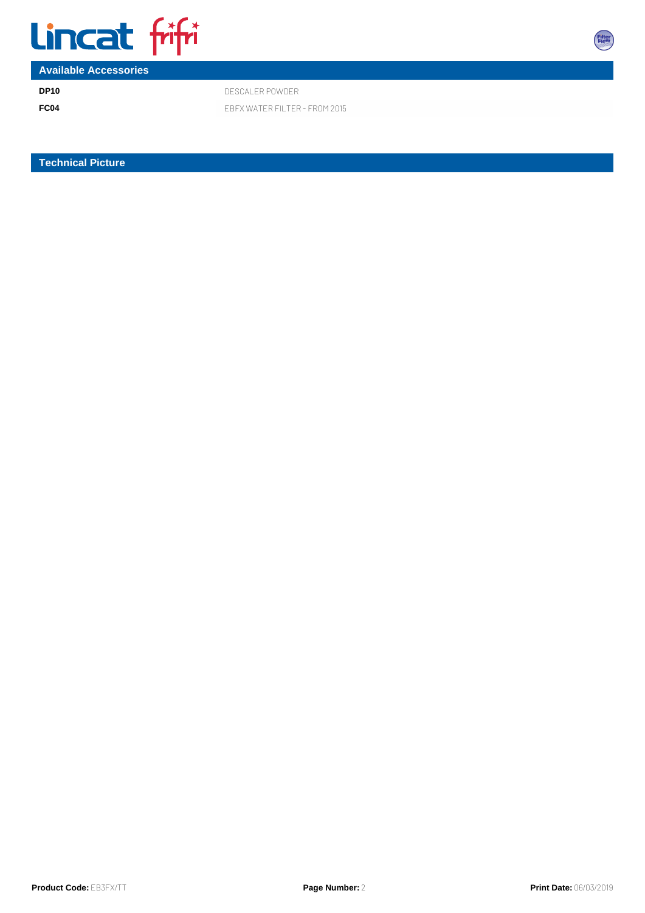## Available Accessories

| | |
|---|---|
| **DP10** | DESCALER POWDER |
| **FC04** | EBFX WATER FILTER - FROM 2015 |

## Technical Picture

**Product Code:** EB3FX/TT

**Print Date:** 06/03/2019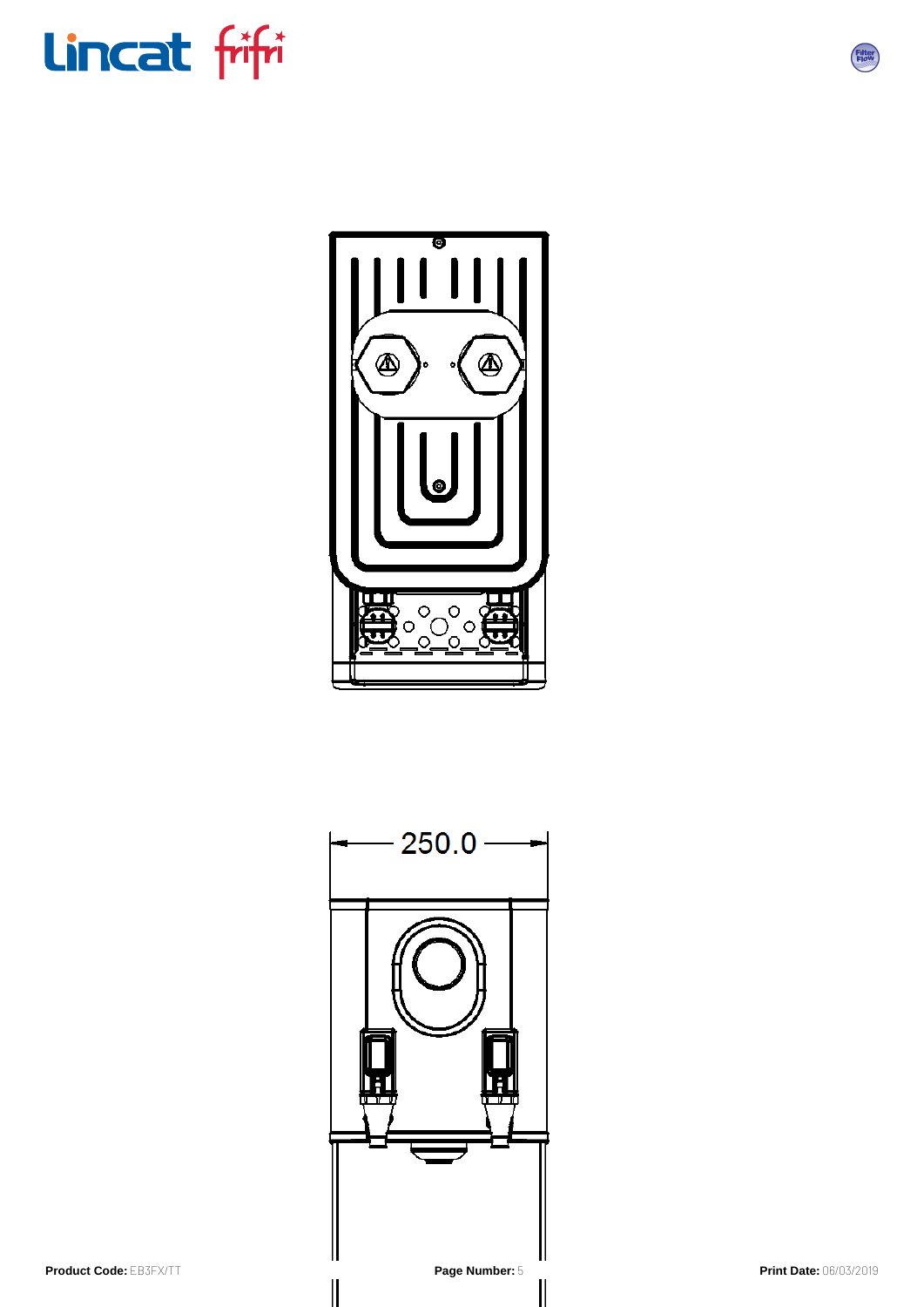250.0

**Product Code:** EB3FX/TT

**Print Date:** 06/03/2019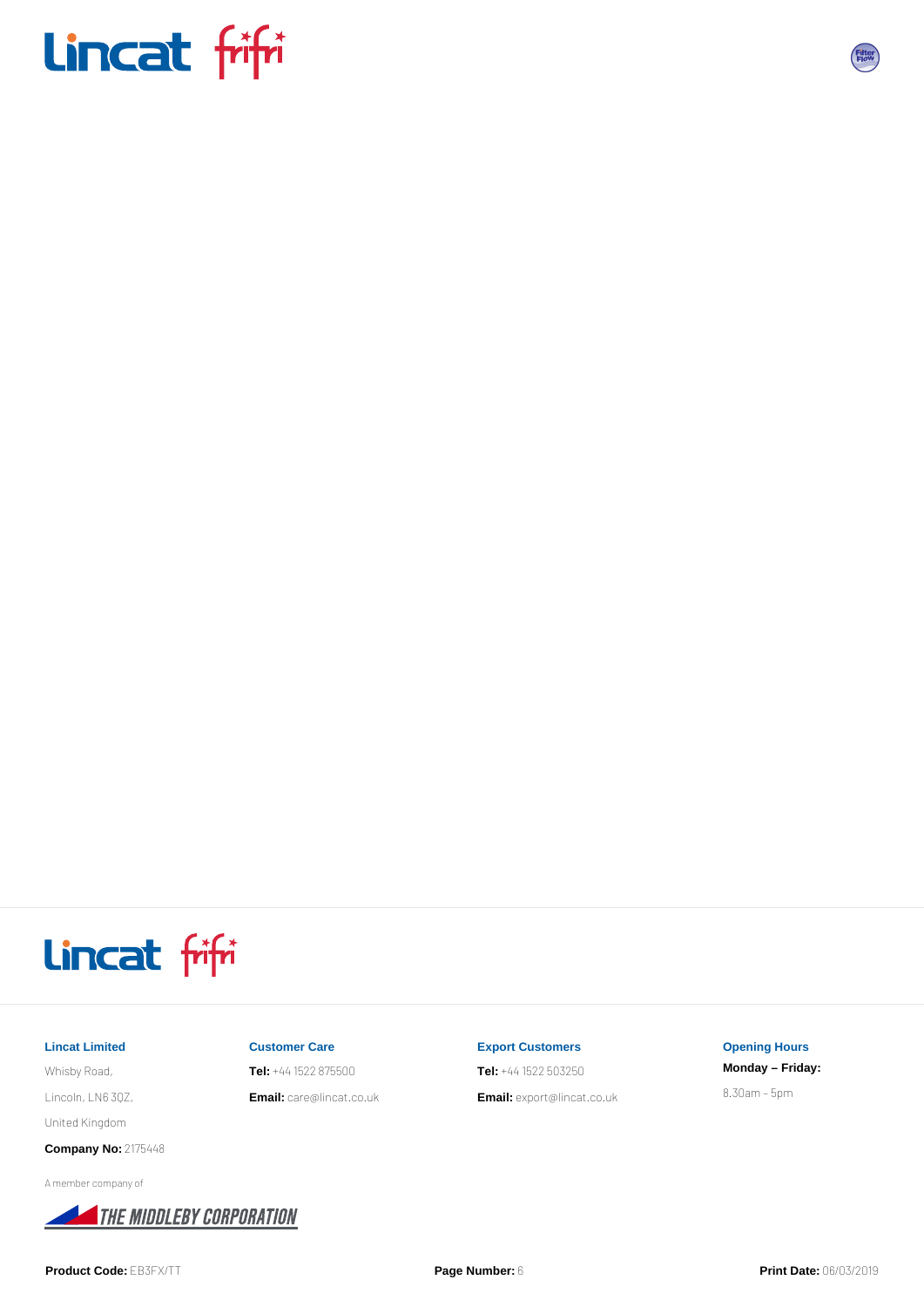**Lincat Limited**

Whisby Road,

Lincoln, LN6 3QZ,

United Kingdom

**Company No:** 2175448

**Customer Care**

**Tel:** +44 1522 875500

**Email:** care@lincat.co.uk

**Export Customers**

**Tel:** +44 1522 503250

**Email:** export@lincat.co.uk

**Opening Hours**

**Monday – Friday:**

8.30am – 5pm

A member company of

THE MIDDLEBY CORPORATION

**Product Code:** EB3FX/TT

**Print Date:** 06/03/2019